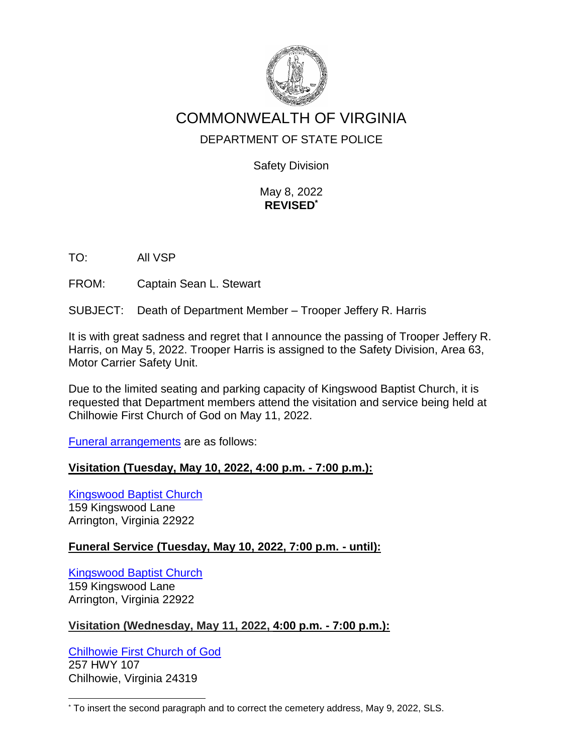# COMMONWEALTH OF VIRGINIA

## DEPARTMENT OF STATE POLICE

Safety Division

May 8, 2022
**REVISED***

TO: All VSP

FROM: Captain Sean L. Stewart

SUBJECT: Death of Department Member – Trooper Jeffery R. Harris

It is with great sadness and regret that I announce the passing of Trooper Jeffery R. Harris, on May 5, 2022. Trooper Harris is assigned to the Safety Division, Area 63, Motor Carrier Safety Unit.

Due to the limited seating and parking capacity of Kingswood Baptist Church, it is requested that Department members attend the visitation and service being held at Chilhowie First Church of God on May 11, 2022.

Funeral arrangements are as follows:

**Visitation (Tuesday, May 10, 2022, 4:00 p.m. - 7:00 p.m.):**

Kingswood Baptist Church
159 Kingswood Lane
Arrington, Virginia 22922

**Funeral Service (Tuesday, May 10, 2022, 7:00 p.m. - until):**

Kingswood Baptist Church
159 Kingswood Lane
Arrington, Virginia 22922

**Visitation (Wednesday, May 11, 2022, 4:00 p.m. - 7:00 p.m.):**

Chilhowie First Church of God
257 HWY 107
Chilhowie, Virginia 24319

* To insert the second paragraph and to correct the cemetery address, May 9, 2022, SLS.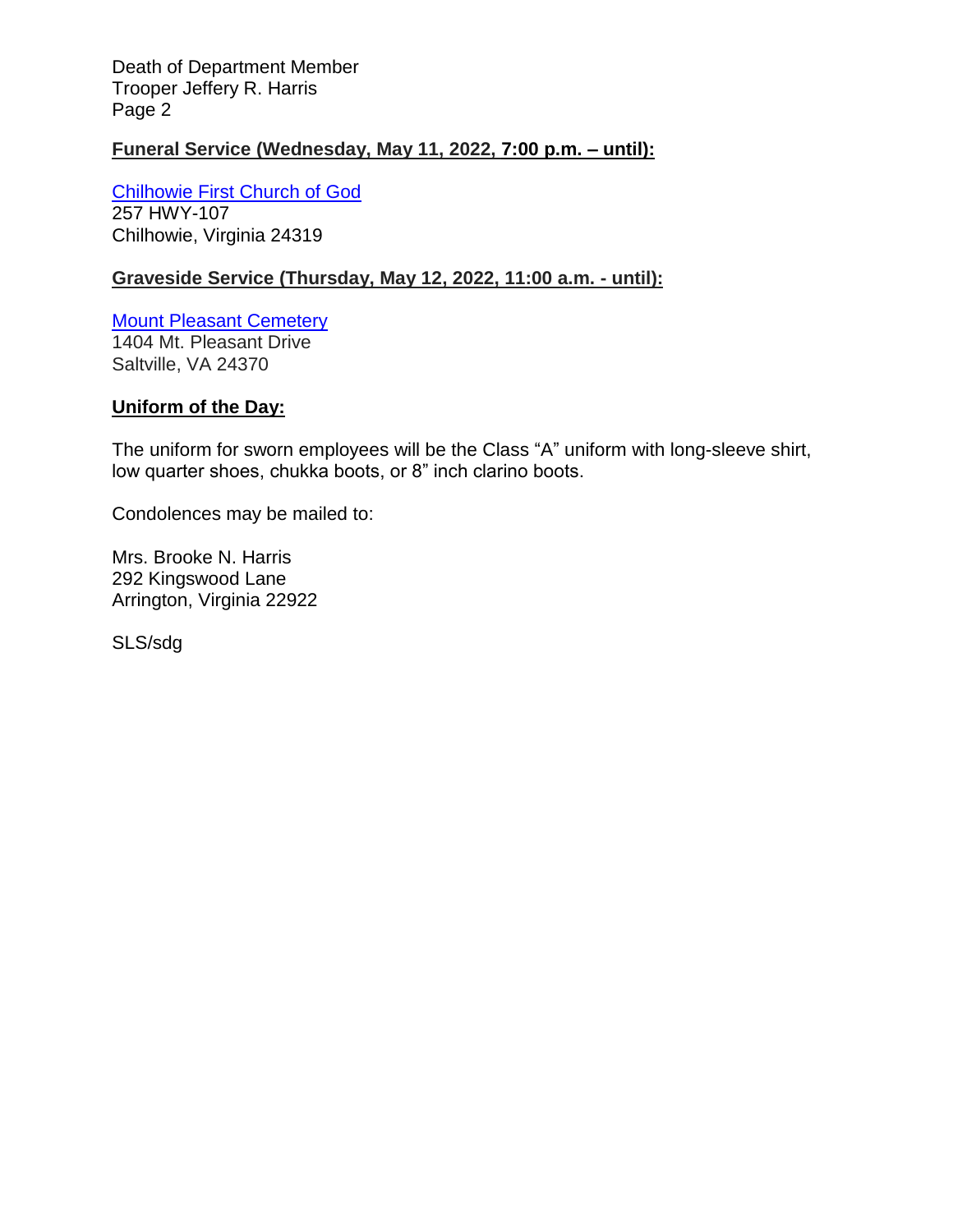**Funeral Service (Wednesday, May 11, 2022, 7:00 p.m. – until):**

[Chilhowie First Church of God]
257 HWY-107
Chilhowie, Virginia 24319

**Graveside Service (Thursday, May 12, 2022, 11:00 a.m. - until):**

[Mount Pleasant Cemetery]
1404 Mt. Pleasant Drive
Saltville, VA 24370

**Uniform of the Day:**

The uniform for sworn employees will be the Class "A" uniform with long-sleeve shirt, low quarter shoes, chukka boots, or 8" inch clarino boots.

Condolences may be mailed to:

Mrs. Brooke N. Harris
292 Kingswood Lane
Arrington, Virginia 22922

SLS/sdg